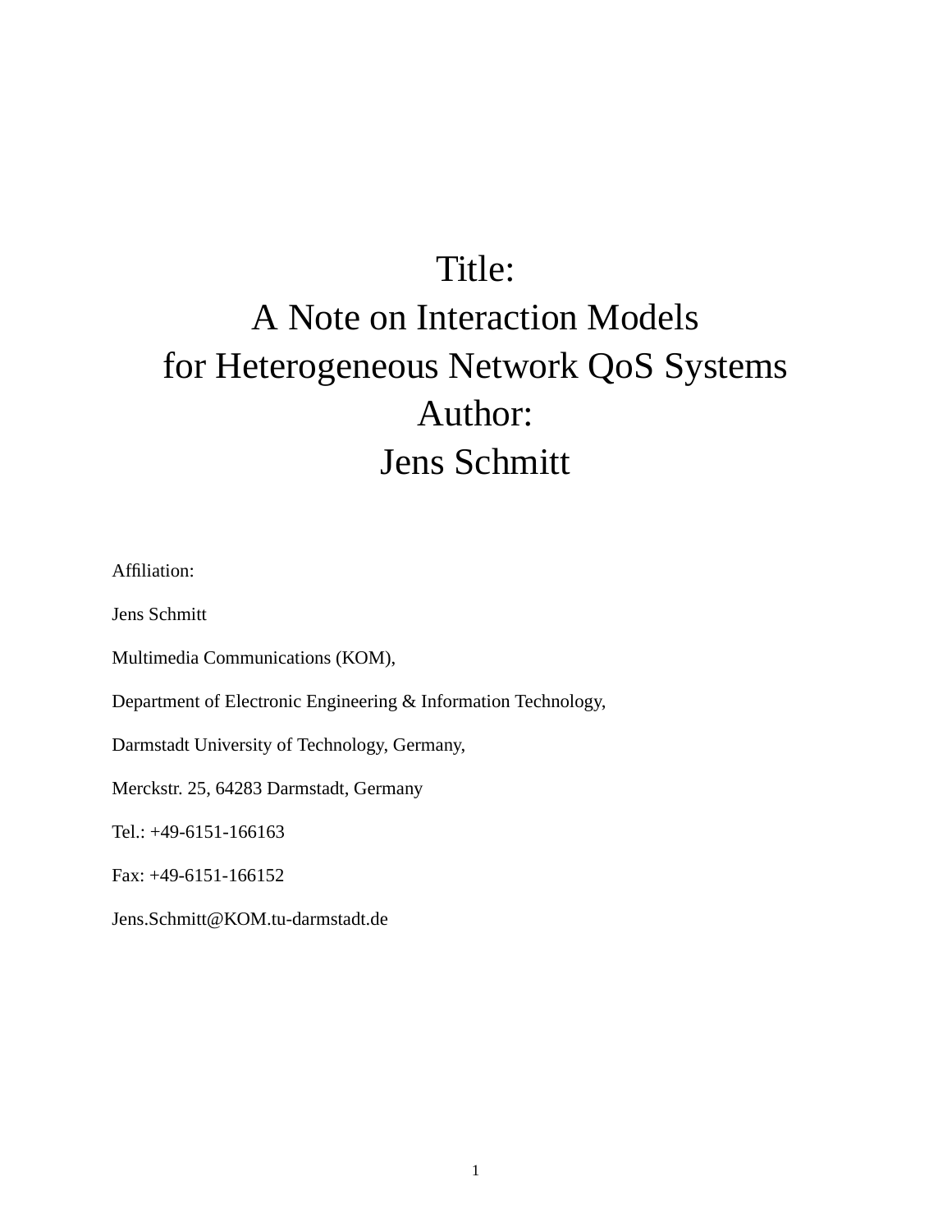# Title:
# A Note on Interaction Models for Heterogeneous Network QoS Systems

## Author:
## Jens Schmitt

Affiliation:

Jens Schmitt

Multimedia Communications (KOM),

Department of Electronic Engineering & Information Technology,

Darmstadt University of Technology, Germany,

Merckstr. 25, 64283 Darmstadt, Germany

Tel.: +49-6151-166163

Fax: +49-6151-166152

Jens.Schmitt@KOM.tu-darmstadt.de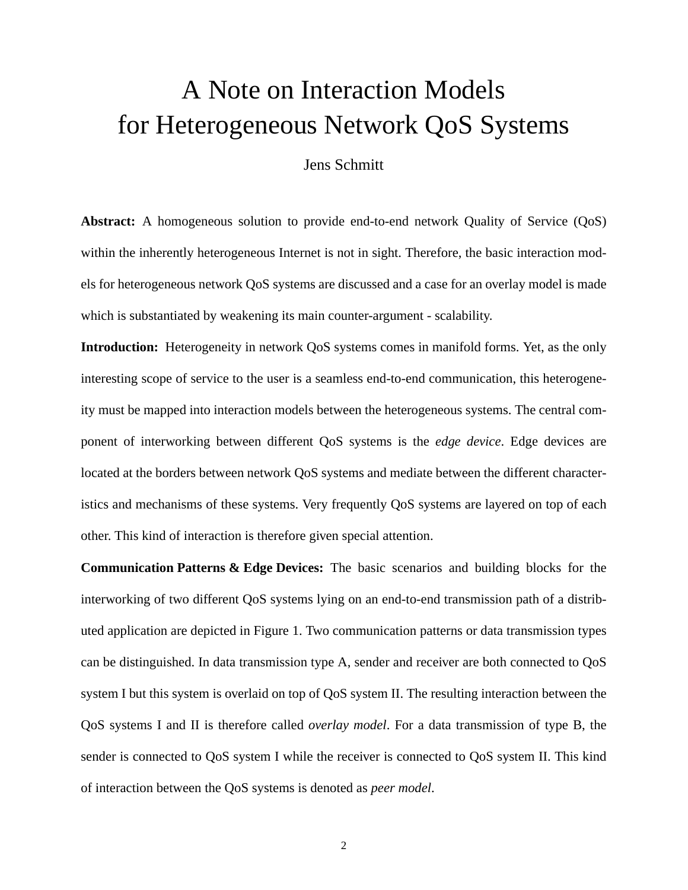# A Note on Interaction Models for Heterogeneous Network QoS Systems

Jens Schmitt

**Abstract:** A homogeneous solution to provide end-to-end network Quality of Service (QoS) within the inherently heterogeneous Internet is not in sight. Therefore, the basic interaction models for heterogeneous network QoS systems are discussed and a case for an overlay model is made which is substantiated by weakening its main counter-argument - scalability.

**Introduction:** Heterogeneity in network QoS systems comes in manifold forms. Yet, as the only interesting scope of service to the user is a seamless end-to-end communication, this heterogeneity must be mapped into interaction models between the heterogeneous systems. The central component of interworking between different QoS systems is the *edge device*. Edge devices are located at the borders between network QoS systems and mediate between the different characteristics and mechanisms of these systems. Very frequently QoS systems are layered on top of each other. This kind of interaction is therefore given special attention.

**Communication Patterns & Edge Devices:** The basic scenarios and building blocks for the interworking of two different QoS systems lying on an end-to-end transmission path of a distributed application are depicted in Figure 1. Two communication patterns or data transmission types can be distinguished. In data transmission type A, sender and receiver are both connected to QoS system I but this system is overlaid on top of QoS system II. The resulting interaction between the QoS systems I and II is therefore called *overlay model*. For a data transmission of type B, the sender is connected to QoS system I while the receiver is connected to QoS system II. This kind of interaction between the QoS systems is denoted as *peer model*.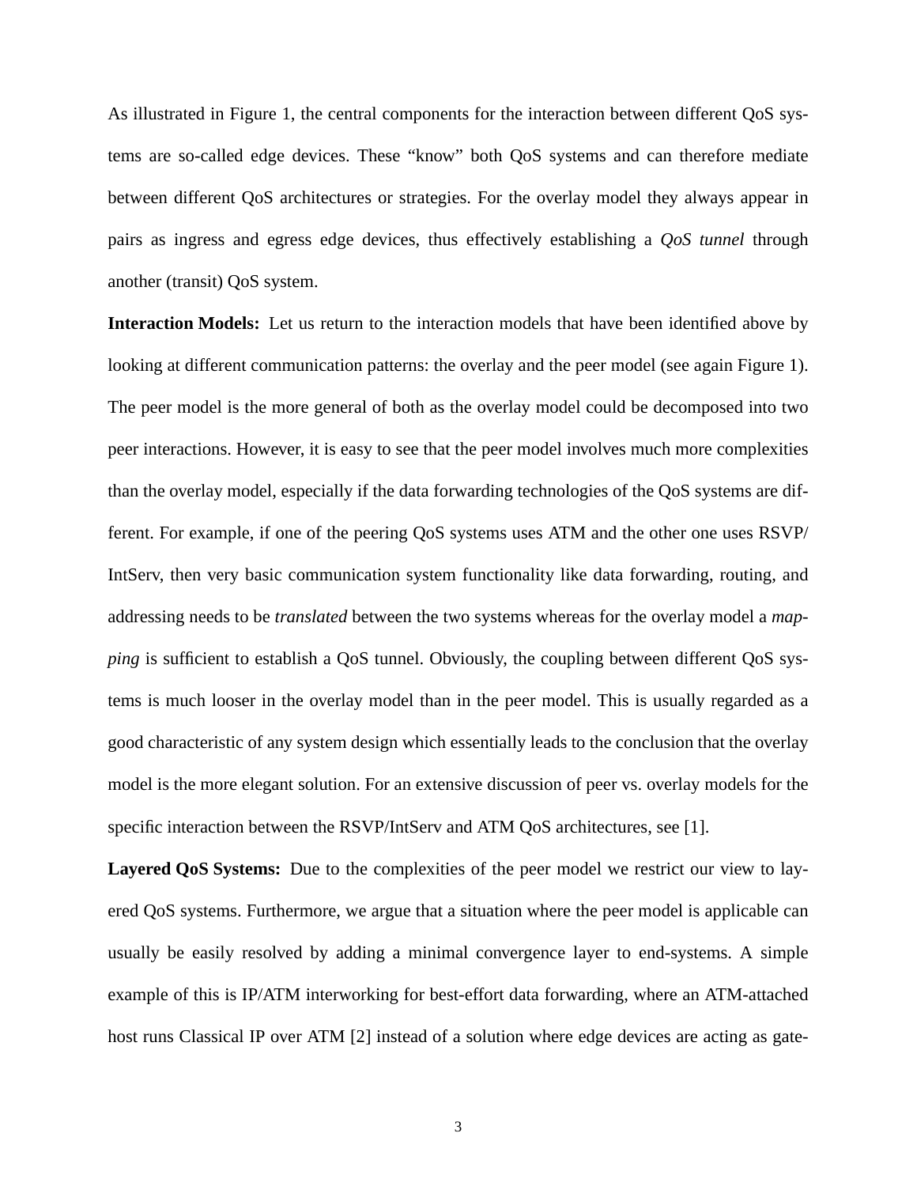As illustrated in Figure 1, the central components for the interaction between different QoS systems are so-called edge devices. These “know” both QoS systems and can therefore mediate between different QoS architectures or strategies. For the overlay model they always appear in pairs as ingress and egress edge devices, thus effectively establishing a *QoS tunnel* through another (transit) QoS system.

**Interaction Models:** Let us return to the interaction models that have been identified above by looking at different communication patterns: the overlay and the peer model (see again Figure 1). The peer model is the more general of both as the overlay model could be decomposed into two peer interactions. However, it is easy to see that the peer model involves much more complexities than the overlay model, especially if the data forwarding technologies of the QoS systems are different. For example, if one of the peering QoS systems uses ATM and the other one uses RSVP/IntServ, then very basic communication system functionality like data forwarding, routing, and addressing needs to be *translated* between the two systems whereas for the overlay model a *mapping* is sufficient to establish a QoS tunnel. Obviously, the coupling between different QoS systems is much looser in the overlay model than in the peer model. This is usually regarded as a good characteristic of any system design which essentially leads to the conclusion that the overlay model is the more elegant solution. For an extensive discussion of peer vs. overlay models for the specific interaction between the RSVP/IntServ and ATM QoS architectures, see [1].

**Layered QoS Systems:** Due to the complexities of the peer model we restrict our view to layered QoS systems. Furthermore, we argue that a situation where the peer model is applicable can usually be easily resolved by adding a minimal convergence layer to end-systems. A simple example of this is IP/ATM interworking for best-effort data forwarding, where an ATM-attached host runs Classical IP over ATM [2] instead of a solution where edge devices are acting as gate-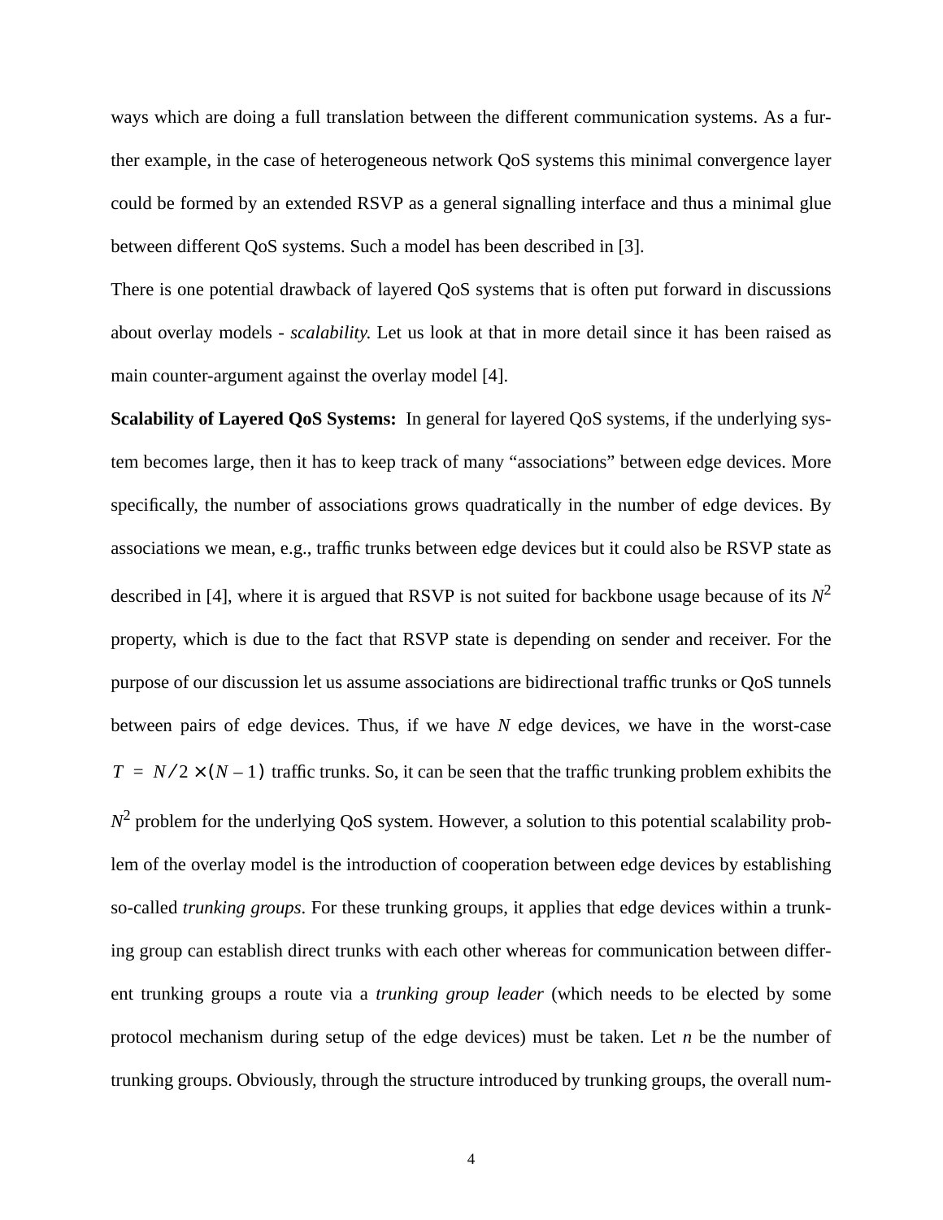ways which are doing a full translation between the different communication systems. As a further example, in the case of heterogeneous network QoS systems this minimal convergence layer could be formed by an extended RSVP as a general signalling interface and thus a minimal glue between different QoS systems. Such a model has been described in [3].

There is one potential drawback of layered QoS systems that is often put forward in discussions about overlay models - *scalability*. Let us look at that in more detail since it has been raised as main counter-argument against the overlay model [4].

**Scalability of Layered QoS Systems:** In general for layered QoS systems, if the underlying system becomes large, then it has to keep track of many "associations" between edge devices. More specifically, the number of associations grows quadratically in the number of edge devices. By associations we mean, e.g., traffic trunks between edge devices but it could also be RSVP state as described in [4], where it is argued that RSVP is not suited for backbone usage because of its $N^2$ property, which is due to the fact that RSVP state is depending on sender and receiver. For the purpose of our discussion let us assume associations are bidirectional traffic trunks or QoS tunnels between pairs of edge devices. Thus, if we have $N$ edge devices, we have in the worst-case $T = N/2 \times (N-1)$ traffic trunks. So, it can be seen that the traffic trunking problem exhibits the $N^2$ problem for the underlying QoS system. However, a solution to this potential scalability problem of the overlay model is the introduction of cooperation between edge devices by establishing so-called *trunking groups*. For these trunking groups, it applies that edge devices within a trunking group can establish direct trunks with each other whereas for communication between different trunking groups a route via a *trunking group leader* (which needs to be elected by some protocol mechanism during setup of the edge devices) must be taken. Let $n$ be the number of trunking groups. Obviously, through the structure introduced by trunking groups, the overall num-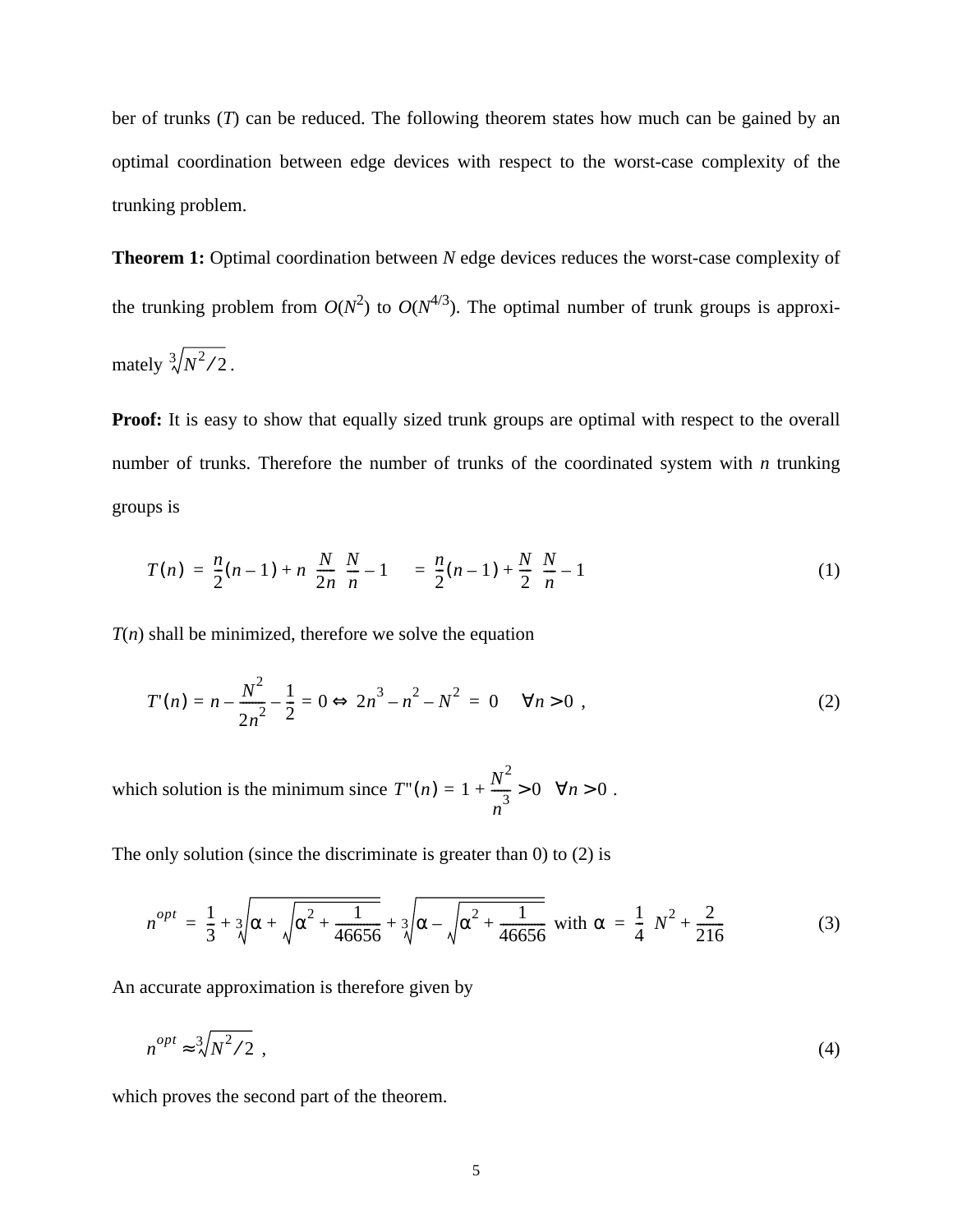ber of trunks ($T$) can be reduced. The following theorem states how much can be gained by an optimal coordination between edge devices with respect to the worst-case complexity of the trunking problem.

**Theorem 1:** Optimal coordination between $N$ edge devices reduces the worst-case complexity of the trunking problem from $O(N^2)$ to $O(N^{4/3})$. The optimal number of trunk groups is approximately $\sqrt[3]{N^2/2}$.

**Proof:** It is easy to show that equally sized trunk groups are optimal with respect to the overall number of trunks. Therefore the number of trunks of the coordinated system with $n$ trunking groups is

$$T(n) = \frac{n}{2}(n-1) + n\left(\frac{N}{2n}\left(\frac{N}{n}-1\right)\right) = \frac{n}{2}(n-1) + \frac{N}{2}\left(\frac{N}{n}-1\right) \tag{1}$$

$T(n)$ shall be minimized, therefore we solve the equation

$$T'(n) = n - \frac{N^2}{2n^2} - \frac{1}{2} = 0 \Leftrightarrow 2n^3 - n^2 - N^2 = 0 \quad \forall n > 0 \ , \tag{2}$$

which solution is the minimum since $T''(n) = 1 + \frac{N^2}{n^3} > 0 \quad \forall n > 0$ .

The only solution (since the discriminate is greater than 0) to (2) is

$$n^{opt} = \frac{1}{3} + \sqrt[3]{\alpha + \sqrt{\alpha^2 + \frac{1}{46656}}} + \sqrt[3]{\alpha - \sqrt{\alpha^2 + \frac{1}{46656}}} \text{ with } \alpha = \frac{1}{4}\left(N^2 + \frac{2}{216}\right) \tag{3}$$

An accurate approximation is therefore given by

$$n^{opt} \approx \sqrt[3]{N^2/2} \ , \tag{4}$$

which proves the second part of the theorem.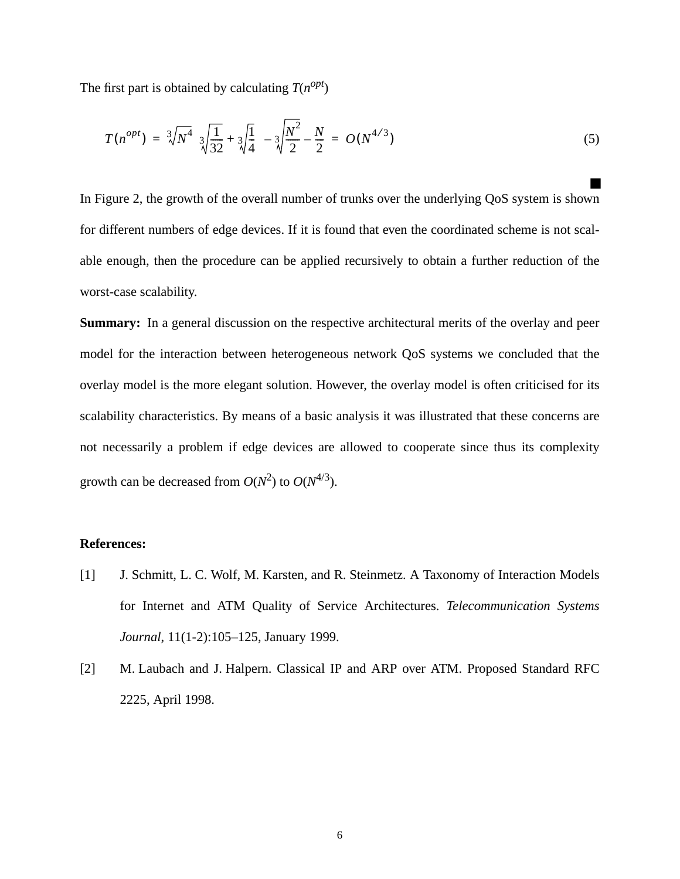The first part is obtained by calculating $T(n^{opt})$

$$T(n^{opt}) = \sqrt[3]{N^4}\left(\sqrt[3]{\frac{1}{32}} + \sqrt[3]{\frac{1}{4}}\right) - \sqrt[3]{\frac{N^2}{2}} - \frac{N}{2} = O(N^{4/3}) \tag{5}$$

■

In Figure 2, the growth of the overall number of trunks over the underlying QoS system is shown for different numbers of edge devices. If it is found that even the coordinated scheme is not scalable enough, then the procedure can be applied recursively to obtain a further reduction of the worst-case scalability.

**Summary:** In a general discussion on the respective architectural merits of the overlay and peer model for the interaction between heterogeneous network QoS systems we concluded that the overlay model is the more elegant solution. However, the overlay model is often criticised for its scalability characteristics. By means of a basic analysis it was illustrated that these concerns are not necessarily a problem if edge devices are allowed to cooperate since thus its complexity growth can be decreased from $O(N^2)$ to $O(N^{4/3})$.

**References:**

[1] J. Schmitt, L. C. Wolf, M. Karsten, and R. Steinmetz. A Taxonomy of Interaction Models for Internet and ATM Quality of Service Architectures. *Telecommunication Systems Journal*, 11(1-2):105–125, January 1999.

[2] M. Laubach and J. Halpern. Classical IP and ARP over ATM. Proposed Standard RFC 2225, April 1998.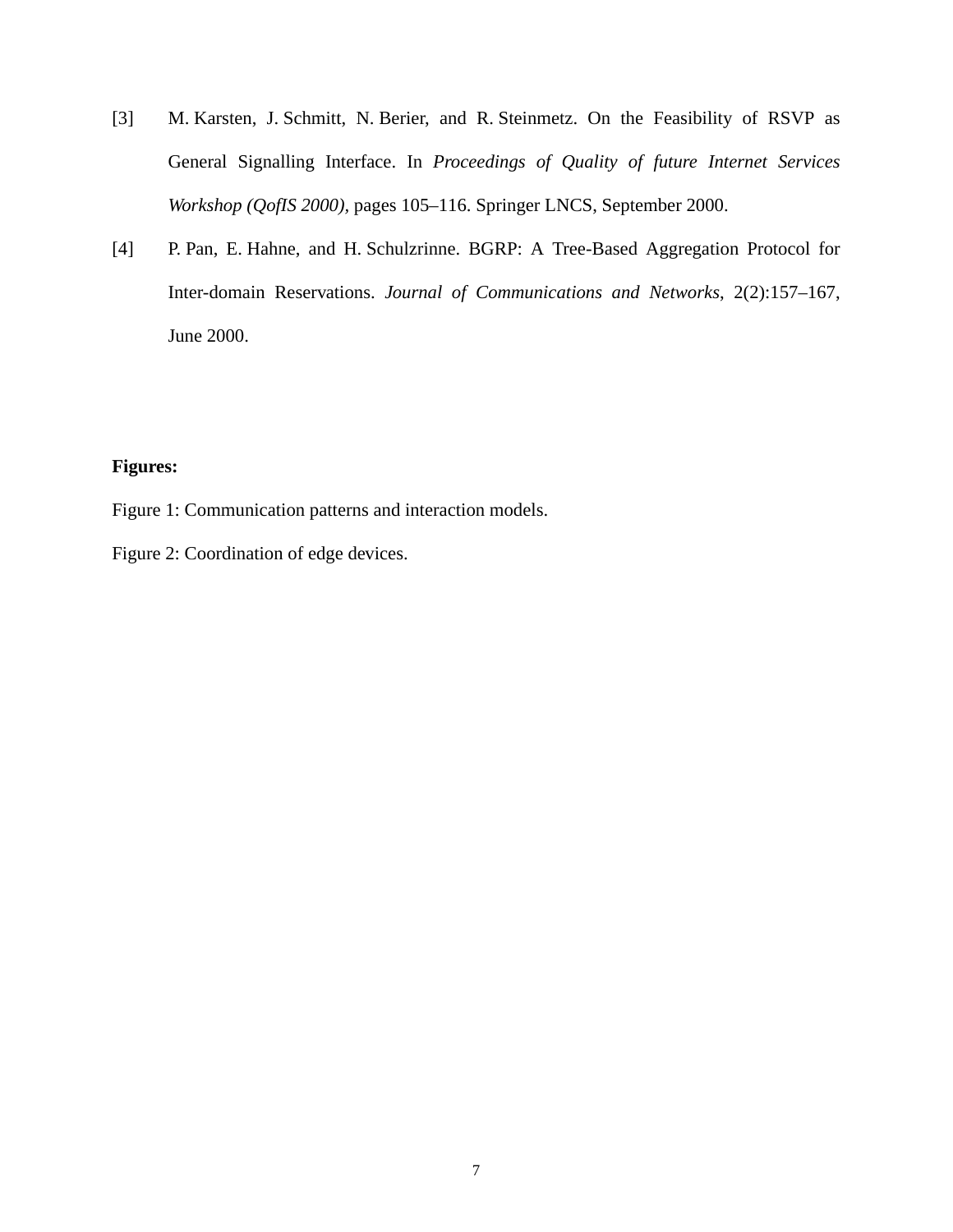[3] M. Karsten, J. Schmitt, N. Berier, and R. Steinmetz. On the Feasibility of RSVP as General Signalling Interface. In *Proceedings of Quality of future Internet Services Workshop (QofIS 2000)*, pages 105–116. Springer LNCS, September 2000.

[4] P. Pan, E. Hahne, and H. Schulzrinne. BGRP: A Tree-Based Aggregation Protocol for Inter-domain Reservations. *Journal of Communications and Networks*, 2(2):157–167, June 2000.

**Figures:**

Figure 1: Communication patterns and interaction models.

Figure 2: Coordination of edge devices.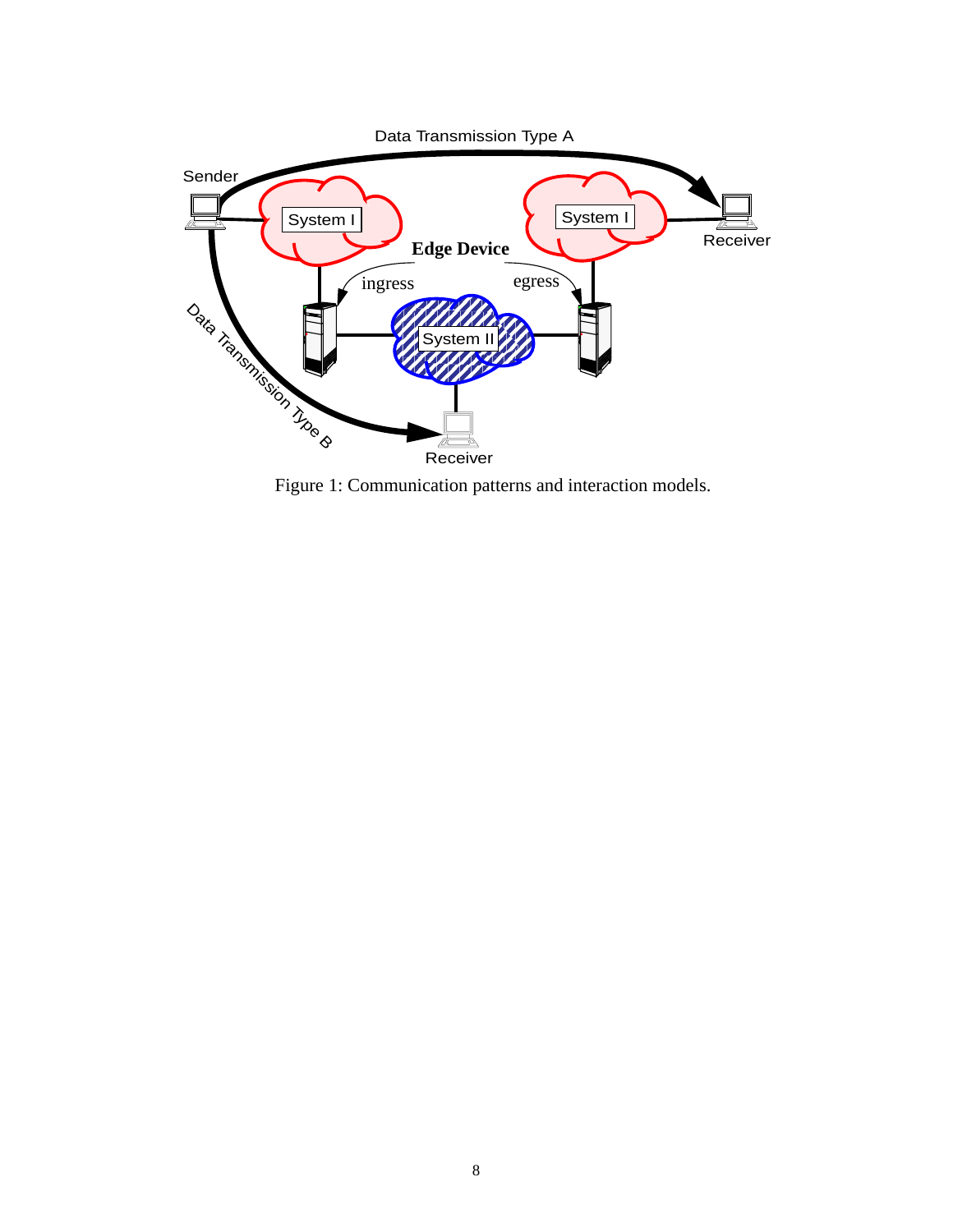Figure 1: Communication patterns and interaction models.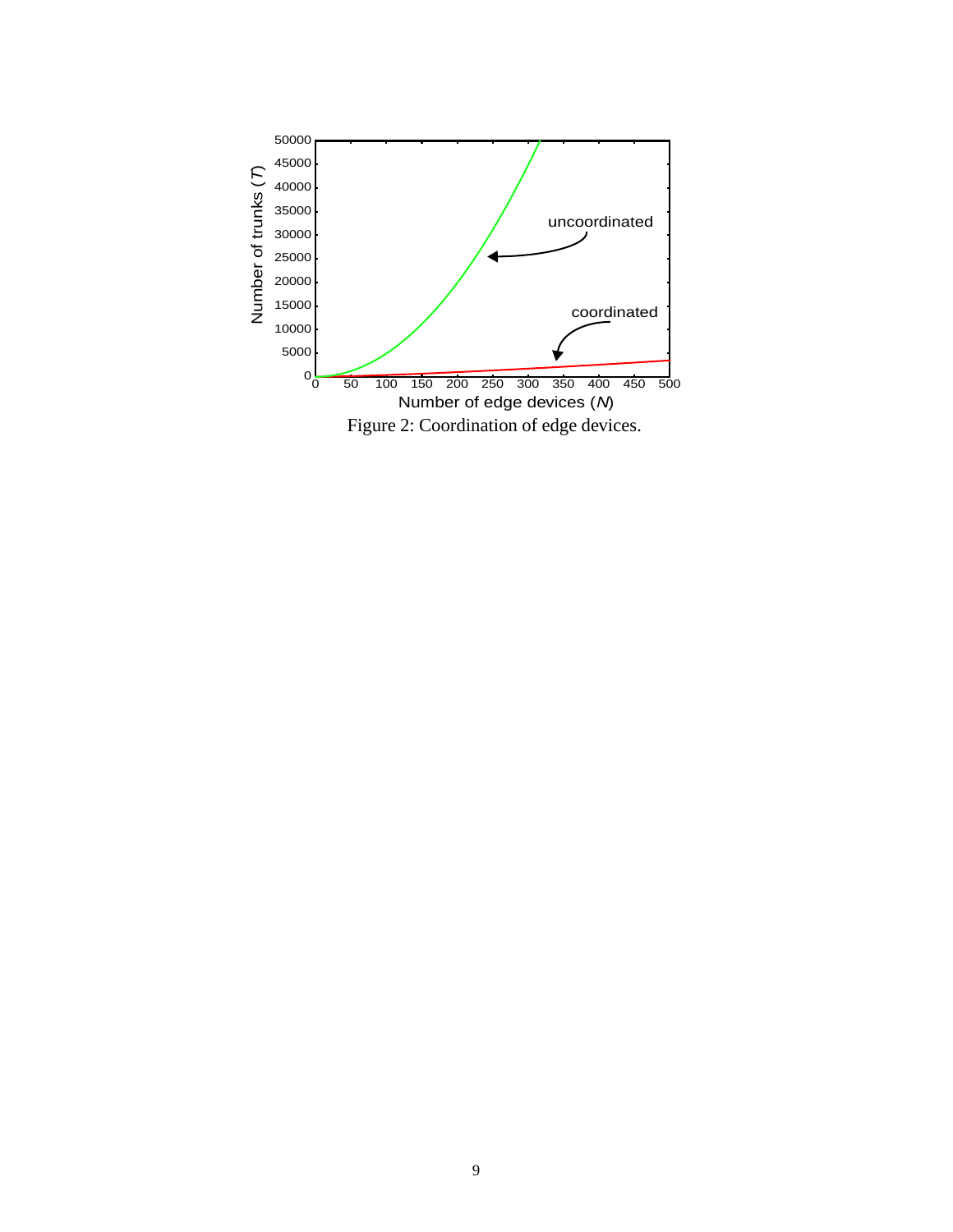50000
45000
40000
35000
30000
25000
20000
15000
10000
5000
0

Number of trunks ($T$)

uncoordinated

coordinated

0 50 100 150 200 250 300 350 400 450 500

Number of edge devices ($N$)

Figure 2: Coordination of edge devices.